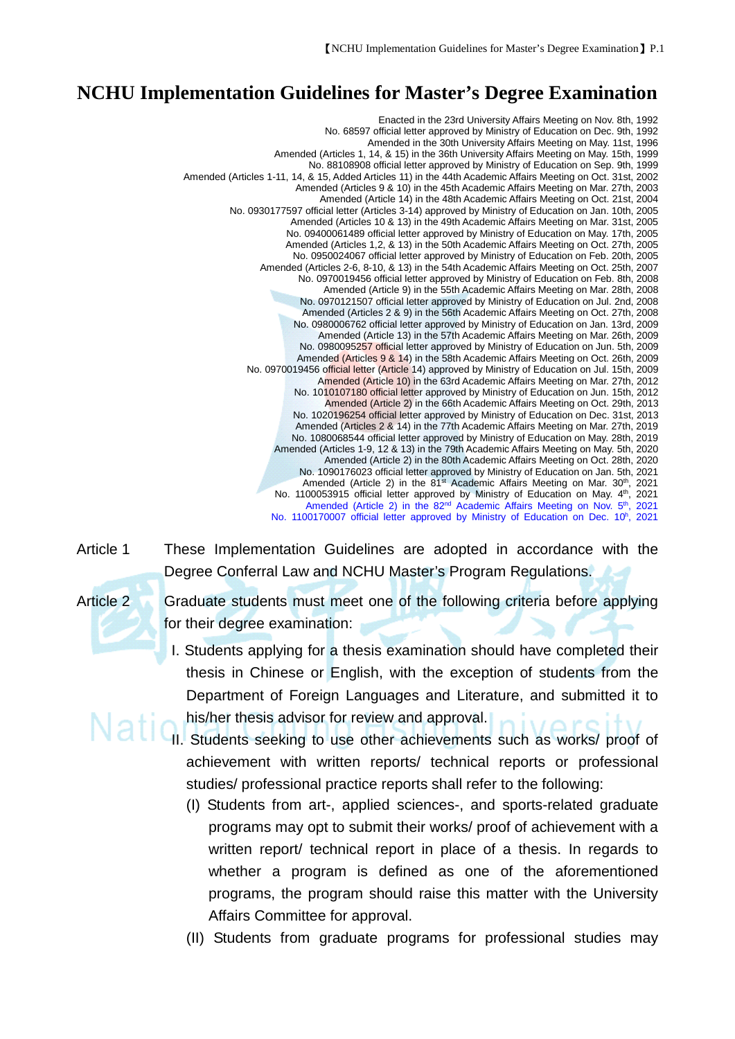# NCHU Implementation Guidelines for Master's Degree Examination

Enacted in the 23rd University Affairs Meeting on Nov. 8th, 1992
No. 68597 official letter approved by Ministry of Education on Dec. 9th, 1992
Amended in the 30th University Affairs Meeting on May. 11st, 1996
Amended (Articles 1, 14, & 15) in the 36th University Affairs Meeting on May. 15th, 1999
No. 88108908 official letter approved by Ministry of Education on Sep. 9th, 1999
Amended (Articles 1-11, 14, & 15, Added Articles 11) in the 44th Academic Affairs Meeting on Oct. 31st, 2002
Amended (Articles 9 & 10) in the 45th Academic Affairs Meeting on Mar. 27th, 2003
Amended (Article 14) in the 48th Academic Affairs Meeting on Oct. 21st, 2004
No. 0930177597 official letter (Articles 3-14) approved by Ministry of Education on Jan. 10th, 2005
Amended (Articles 10 & 13) in the 49th Academic Affairs Meeting on Mar. 31st, 2005
No. 09400061489 official letter approved by Ministry of Education on May. 17th, 2005
Amended (Articles 1,2, & 13) in the 50th Academic Affairs Meeting on Oct. 27th, 2005
No. 0950024067 official letter approved by Ministry of Education on Feb. 20th, 2005
Amended (Articles 2-6, 8-10, & 13) in the 54th Academic Affairs Meeting on Oct. 25th, 2007
No. 0970019456 official letter approved by Ministry of Education on Feb. 8th, 2008
Amended (Article 9) in the 55th Academic Affairs Meeting on Mar. 28th, 2008
No. 0970121507 official letter approved by Ministry of Education on Jul. 2nd, 2008
Amended (Articles 2 & 9) in the 56th Academic Affairs Meeting on Oct. 27th, 2008
No. 0980006762 official letter approved by Ministry of Education on Jan. 13rd, 2009
Amended (Article 13) in the 57th Academic Affairs Meeting on Mar. 26th, 2009
No. 0980095257 official letter approved by Ministry of Education on Jun. 5th, 2009
Amended (Articles 9 & 14) in the 58th Academic Affairs Meeting on Oct. 26th, 2009
No. 0970019456 official letter (Article 14) approved by Ministry of Education on Jul. 15th, 2009
Amended (Article 10) in the 63rd Academic Affairs Meeting on Mar. 27th, 2012
No. 1010107180 official letter approved by Ministry of Education on Jun. 15th, 2012
Amended (Article 2) in the 66th Academic Affairs Meeting on Oct. 29th, 2013
No. 1020196254 official letter approved by Ministry of Education on Dec. 31st, 2013
Amended (Articles 2 & 14) in the 77th Academic Affairs Meeting on Mar. 27th, 2019
No. 1080068544 official letter approved by Ministry of Education on May. 28th, 2019
Amended (Articles 1-9, 12 & 13) in the 79th Academic Affairs Meeting on May. 5th, 2020
Amended (Article 2) in the 80th Academic Affairs Meeting on Oct. 28th, 2020
No. 1090176023 official letter approved by Ministry of Education on Jan. 5th, 2021
Amended (Article 2) in the 81st Academic Affairs Meeting on Mar. 30th, 2021
No. 1100053915 official letter approved by Ministry of Education on May. 4th, 2021
Amended (Article 2) in the 82nd Academic Affairs Meeting on Nov. 5th, 2021
No. 1100170007 official letter approved by Ministry of Education on Dec. 10th, 2021

Article 1 These Implementation Guidelines are adopted in accordance with the Degree Conferral Law and NCHU Master's Program Regulations.

Article 2 Graduate students must meet one of the following criteria before applying for their degree examination:

I. Students applying for a thesis examination should have completed their thesis in Chinese or English, with the exception of students from the Department of Foreign Languages and Literature, and submitted it to his/her thesis advisor for review and approval.

II. Students seeking to use other achievements such as works/ proof of achievement with written reports/ technical reports or professional studies/ professional practice reports shall refer to the following:

(I) Students from art-, applied sciences-, and sports-related graduate programs may opt to submit their works/ proof of achievement with a written report/ technical report in place of a thesis. In regards to whether a program is defined as one of the aforementioned programs, the program should raise this matter with the University Affairs Committee for approval.

(II) Students from graduate programs for professional studies may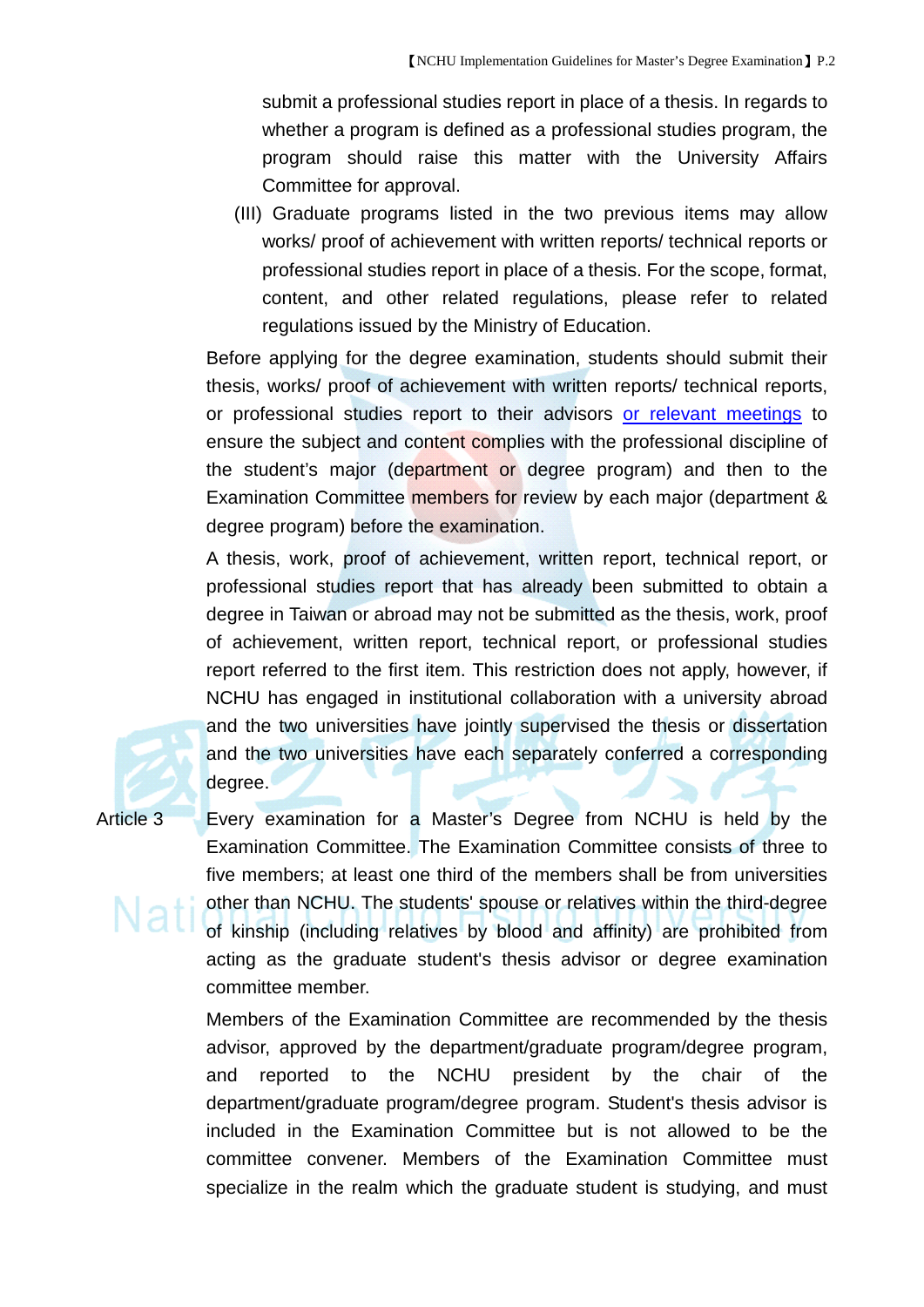submit a professional studies report in place of a thesis. In regards to whether a program is defined as a professional studies program, the program should raise this matter with the University Affairs Committee for approval.

(III) Graduate programs listed in the two previous items may allow works/ proof of achievement with written reports/ technical reports or professional studies report in place of a thesis. For the scope, format, content, and other related regulations, please refer to related regulations issued by the Ministry of Education.

Before applying for the degree examination, students should submit their thesis, works/ proof of achievement with written reports/ technical reports, or professional studies report to their advisors or relevant meetings to ensure the subject and content complies with the professional discipline of the student's major (department or degree program) and then to the Examination Committee members for review by each major (department & degree program) before the examination.

A thesis, work, proof of achievement, written report, technical report, or professional studies report that has already been submitted to obtain a degree in Taiwan or abroad may not be submitted as the thesis, work, proof of achievement, written report, technical report, or professional studies report referred to the first item. This restriction does not apply, however, if NCHU has engaged in institutional collaboration with a university abroad and the two universities have jointly supervised the thesis or dissertation and the two universities have each separately conferred a corresponding degree.

Article 3 Every examination for a Master's Degree from NCHU is held by the Examination Committee. The Examination Committee consists of three to five members; at least one third of the members shall be from universities other than NCHU. The students' spouse or relatives within the third-degree of kinship (including relatives by blood and affinity) are prohibited from acting as the graduate student's thesis advisor or degree examination committee member.

Members of the Examination Committee are recommended by the thesis advisor, approved by the department/graduate program/degree program, and reported to the NCHU president by the chair of the department/graduate program/degree program. Student's thesis advisor is included in the Examination Committee but is not allowed to be the committee convener. Members of the Examination Committee must specialize in the realm which the graduate student is studying, and must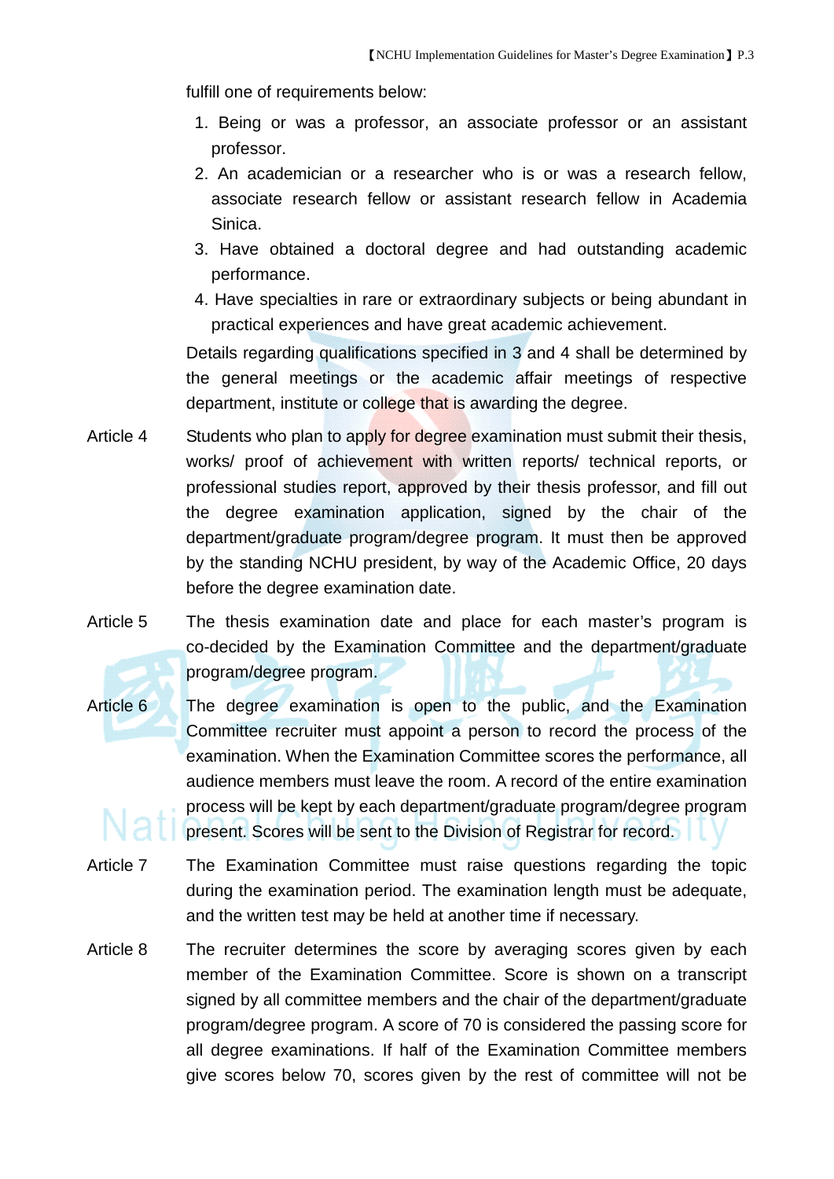fulfill one of requirements below:

1. Being or was a professor, an associate professor or an assistant professor.
2. An academician or a researcher who is or was a research fellow, associate research fellow or assistant research fellow in Academia Sinica.
3. Have obtained a doctoral degree and had outstanding academic performance.
4. Have specialties in rare or extraordinary subjects or being abundant in practical experiences and have great academic achievement.

Details regarding qualifications specified in 3 and 4 shall be determined by the general meetings or the academic affair meetings of respective department, institute or college that is awarding the degree.

Article 4 Students who plan to apply for degree examination must submit their thesis, works/ proof of achievement with written reports/ technical reports, or professional studies report, approved by their thesis professor, and fill out the degree examination application, signed by the chair of the department/graduate program/degree program. It must then be approved by the standing NCHU president, by way of the Academic Office, 20 days before the degree examination date.

Article 5 The thesis examination date and place for each master's program is co-decided by the Examination Committee and the department/graduate program/degree program.

Article 6 The degree examination is open to the public, and the Examination Committee recruiter must appoint a person to record the process of the examination. When the Examination Committee scores the performance, all audience members must leave the room. A record of the entire examination process will be kept by each department/graduate program/degree program present. Scores will be sent to the Division of Registrar for record.

Article 7 The Examination Committee must raise questions regarding the topic during the examination period. The examination length must be adequate, and the written test may be held at another time if necessary.

Article 8 The recruiter determines the score by averaging scores given by each member of the Examination Committee. Score is shown on a transcript signed by all committee members and the chair of the department/graduate program/degree program. A score of 70 is considered the passing score for all degree examinations. If half of the Examination Committee members give scores below 70, scores given by the rest of committee will not be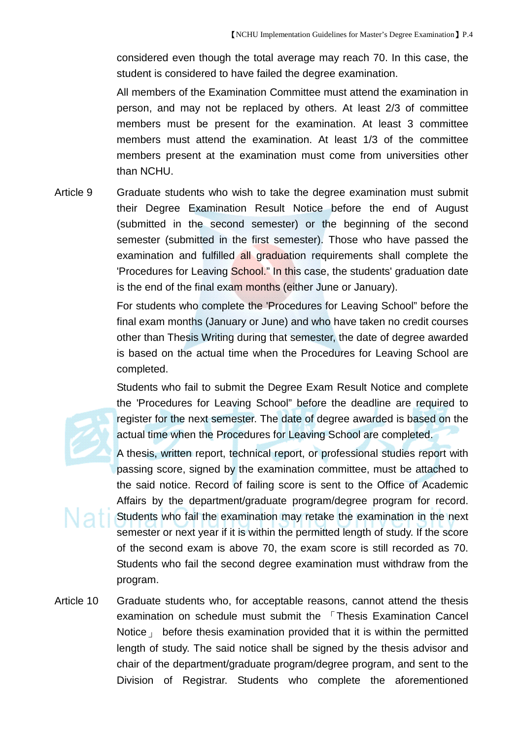considered even though the total average may reach 70. In this case, the student is considered to have failed the degree examination.

All members of the Examination Committee must attend the examination in person, and may not be replaced by others. At least 2/3 of committee members must be present for the examination. At least 3 committee members must attend the examination. At least 1/3 of the committee members present at the examination must come from universities other than NCHU.

Article 9 Graduate students who wish to take the degree examination must submit their Degree Examination Result Notice before the end of August (submitted in the second semester) or the beginning of the second semester (submitted in the first semester). Those who have passed the examination and fulfilled all graduation requirements shall complete the 'Procedures for Leaving School." In this case, the students' graduation date is the end of the final exam months (either June or January).

For students who complete the 'Procedures for Leaving School" before the final exam months (January or June) and who have taken no credit courses other than Thesis Writing during that semester, the date of degree awarded is based on the actual time when the Procedures for Leaving School are completed.

Students who fail to submit the Degree Exam Result Notice and complete the 'Procedures for Leaving School" before the deadline are required to register for the next semester. The date of degree awarded is based on the actual time when the Procedures for Leaving School are completed.

A thesis, written report, technical report, or professional studies report with passing score, signed by the examination committee, must be attached to the said notice. Record of failing score is sent to the Office of Academic Affairs by the department/graduate program/degree program for record. Students who fail the examination may retake the examination in the next semester or next year if it is within the permitted length of study. If the score of the second exam is above 70, the exam score is still recorded as 70. Students who fail the second degree examination must withdraw from the program.

Article 10 Graduate students who, for acceptable reasons, cannot attend the thesis examination on schedule must submit the 「Thesis Examination Cancel Notice」 before thesis examination provided that it is within the permitted length of study. The said notice shall be signed by the thesis advisor and chair of the department/graduate program/degree program, and sent to the Division of Registrar. Students who complete the aforementioned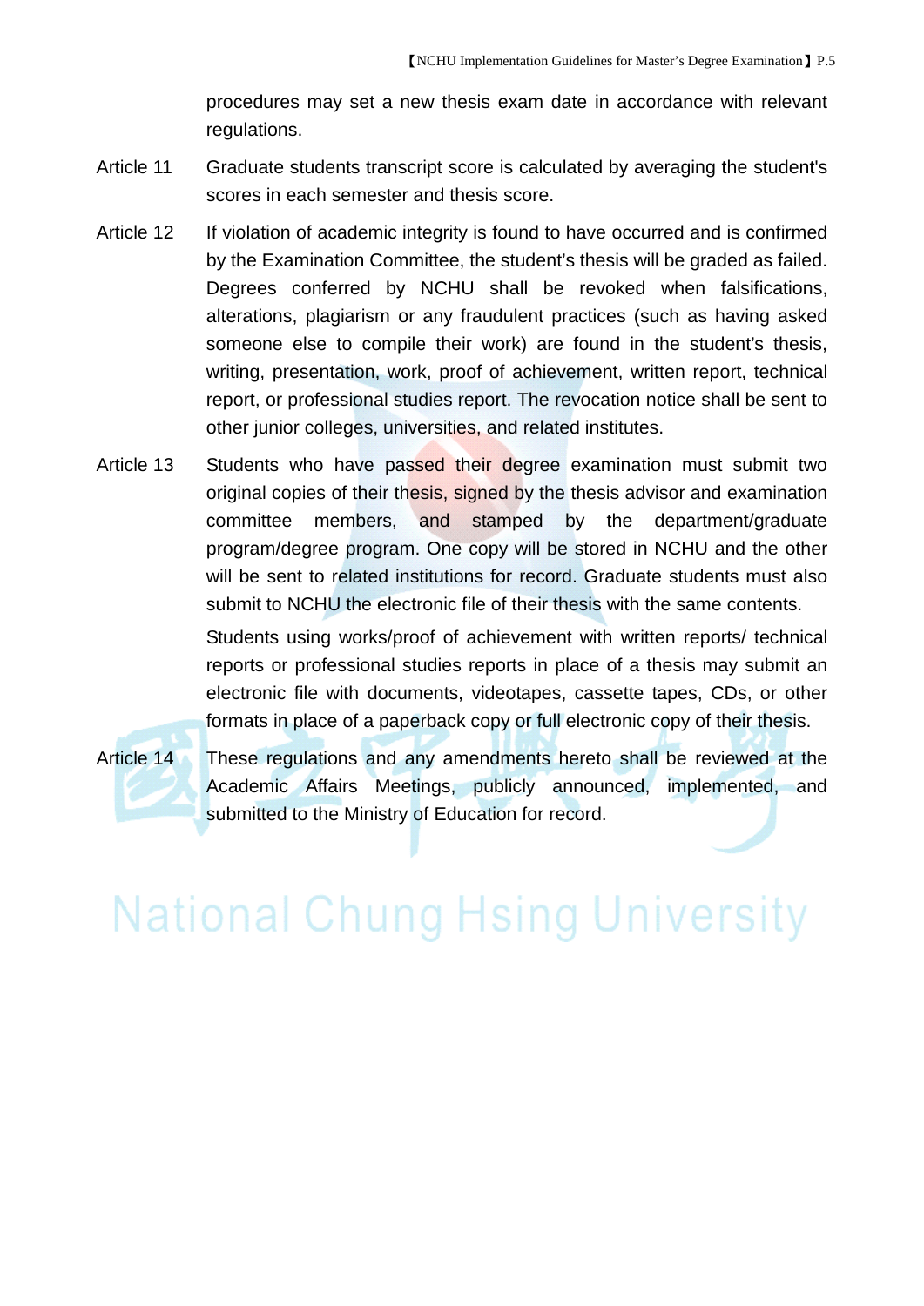procedures may set a new thesis exam date in accordance with relevant regulations.

Article 11 Graduate students transcript score is calculated by averaging the student's scores in each semester and thesis score.

Article 12 If violation of academic integrity is found to have occurred and is confirmed by the Examination Committee, the student's thesis will be graded as failed. Degrees conferred by NCHU shall be revoked when falsifications, alterations, plagiarism or any fraudulent practices (such as having asked someone else to compile their work) are found in the student's thesis, writing, presentation, work, proof of achievement, written report, technical report, or professional studies report. The revocation notice shall be sent to other junior colleges, universities, and related institutes.

Article 13 Students who have passed their degree examination must submit two original copies of their thesis, signed by the thesis advisor and examination committee members, and stamped by the department/graduate program/degree program. One copy will be stored in NCHU and the other will be sent to related institutions for record. Graduate students must also submit to NCHU the electronic file of their thesis with the same contents.

Students using works/proof of achievement with written reports/ technical reports or professional studies reports in place of a thesis may submit an electronic file with documents, videotapes, cassette tapes, CDs, or other formats in place of a paperback copy or full electronic copy of their thesis.

Article 14 These regulations and any amendments hereto shall be reviewed at the Academic Affairs Meetings, publicly announced, implemented, and submitted to the Ministry of Education for record.